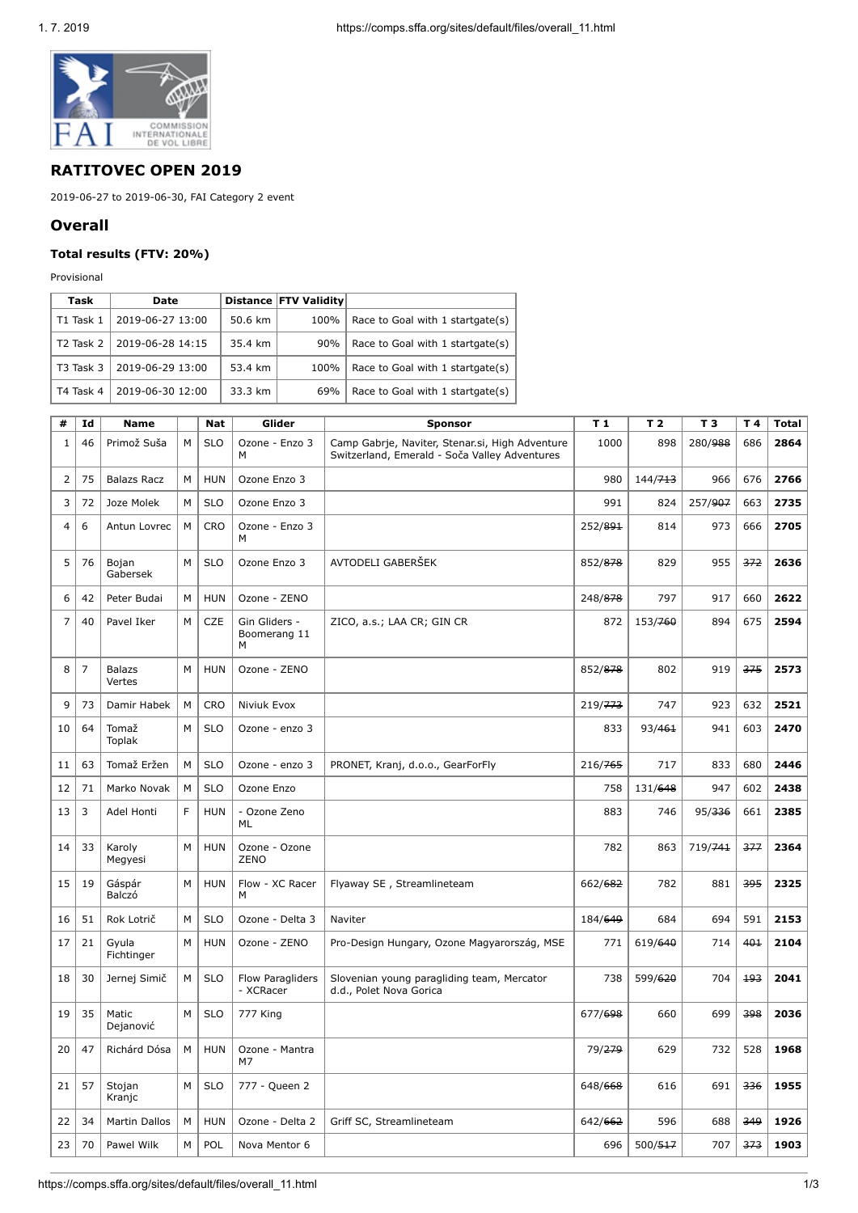## RATITOVEC OPEN 2019

2019-06-27 to 2019-06-30, FAI Category 2 event

## Overall

### Total results (FTV: 20%)

Provisional

| Task | Date | Distance | FTV Validity | |
|---|---|---|---|---|
| T1 Task 1 | 2019-06-27 13:00 | 50.6 km | 100% | Race to Goal with 1 startgate(s) |
| T2 Task 2 | 2019-06-28 14:15 | 35.4 km | 90% | Race to Goal with 1 startgate(s) |
| T3 Task 3 | 2019-06-29 13:00 | 53.4 km | 100% | Race to Goal with 1 startgate(s) |
| T4 Task 4 | 2019-06-30 12:00 | 33.3 km | 69% | Race to Goal with 1 startgate(s) |

| # | Id | Name | | Nat | Glider | Sponsor | T 1 | T 2 | T 3 | T 4 | Total |
|---|---|---|---|---|---|---|---|---|---|---|---|
| 1 | 46 | Primož Suša | M | SLO | Ozone - Enzo 3 M | Camp Gabrje, Naviter, Stenar.si, High Adventure Switzerland, Emerald - Soča Valley Adventures | 1000 | 898 | 280/~~988~~ | 686 | **2864** |
| 2 | 75 | Balazs Racz | M | HUN | Ozone Enzo 3 | | 980 | 144/~~713~~ | 966 | 676 | **2766** |
| 3 | 72 | Joze Molek | M | SLO | Ozone Enzo 3 | | 991 | 824 | 257/~~907~~ | 663 | **2735** |
| 4 | 6 | Antun Lovrec | M | CRO | Ozone - Enzo 3 M | | 252/~~891~~ | 814 | 973 | 666 | **2705** |
| 5 | 76 | Bojan Gabersek | M | SLO | Ozone Enzo 3 | AVTODELI GABERŠEK | 852/~~878~~ | 829 | 955 | ~~372~~ | **2636** |
| 6 | 42 | Peter Budai | M | HUN | Ozone - ZENO | | 248/~~878~~ | 797 | 917 | 660 | **2622** |
| 7 | 40 | Pavel Iker | M | CZE | Gin Gliders - Boomerang 11 M | ZICO, a.s.; LAA CR; GIN CR | 872 | 153/~~760~~ | 894 | 675 | **2594** |
| 8 | 7 | Balazs Vertes | M | HUN | Ozone - ZENO | | 852/~~878~~ | 802 | 919 | ~~375~~ | **2573** |
| 9 | 73 | Damir Habek | M | CRO | Niviuk Evox | | 219/~~773~~ | 747 | 923 | 632 | **2521** |
| 10 | 64 | Tomaž Toplak | M | SLO | Ozone - enzo 3 | | 833 | 93/~~461~~ | 941 | 603 | **2470** |
| 11 | 63 | Tomaž Eržen | M | SLO | Ozone - enzo 3 | PRONET, Kranj, d.o.o., GearForFly | 216/~~765~~ | 717 | 833 | 680 | **2446** |
| 12 | 71 | Marko Novak | M | SLO | Ozone Enzo | | 758 | 131/~~648~~ | 947 | 602 | **2438** |
| 13 | 3 | Adel Honti | F | HUN | - Ozone Zeno ML | | 883 | 746 | 95/~~336~~ | 661 | **2385** |
| 14 | 33 | Karoly Megyesi | M | HUN | Ozone - Ozone ZENO | | 782 | 863 | 719/~~741~~ | ~~377~~ | **2364** |
| 15 | 19 | Gáspár Balczó | M | HUN | Flow - XC Racer M | Flyaway SE , Streamlineteam | 662/~~682~~ | 782 | 881 | ~~395~~ | **2325** |
| 16 | 51 | Rok Lotrič | M | SLO | Ozone - Delta 3 | Naviter | 184/~~649~~ | 684 | 694 | 591 | **2153** |
| 17 | 21 | Gyula Fichtinger | M | HUN | Ozone - ZENO | Pro-Design Hungary, Ozone Magyarország, MSE | 771 | 619/~~640~~ | 714 | ~~401~~ | **2104** |
| 18 | 30 | Jernej Simič | M | SLO | Flow Paragliders - XCRacer | Slovenian young paragliding team, Mercator d.d., Polet Nova Gorica | 738 | 599/~~620~~ | 704 | ~~193~~ | **2041** |
| 19 | 35 | Matic Dejanović | M | SLO | 777 King | | 677/~~698~~ | 660 | 699 | ~~398~~ | **2036** |
| 20 | 47 | Richárd Dósa | M | HUN | Ozone - Mantra M7 | | 79/~~279~~ | 629 | 732 | 528 | **1968** |
| 21 | 57 | Stojan Kranjc | M | SLO | 777 - Queen 2 | | 648/~~668~~ | 616 | 691 | ~~336~~ | **1955** |
| 22 | 34 | Martin Dallos | M | HUN | Ozone - Delta 2 | Griff SC, Streamlineteam | 642/~~662~~ | 596 | 688 | ~~349~~ | **1926** |
| 23 | 70 | Pawel Wilk | M | POL | Nova Mentor 6 | | 696 | 500/~~517~~ | 707 | ~~373~~ | **1903** |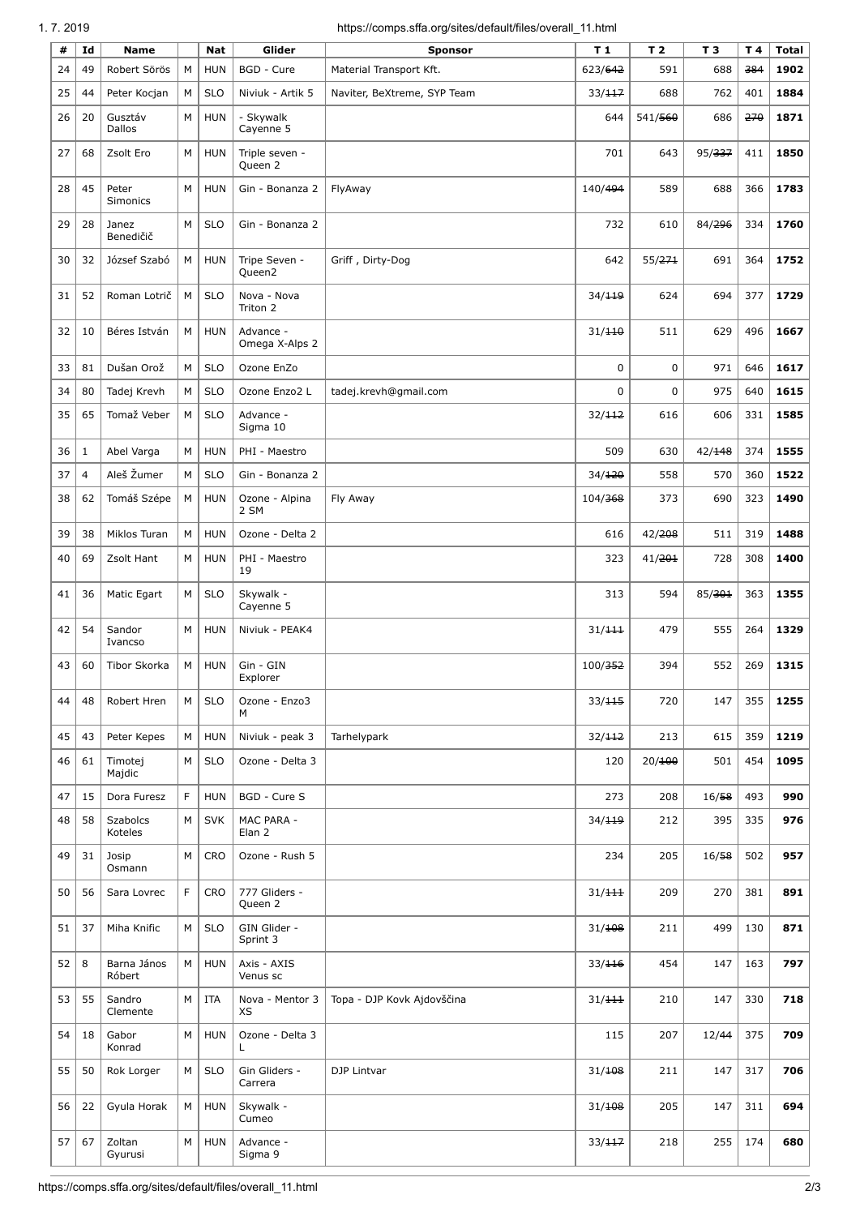| # | Id | Name | | Nat | Glider | Sponsor | T 1 | T 2 | T 3 | T 4 | Total |
|---|---|---|---|---|---|---|---|---|---|---|---|
| 24 | 49 | Robert Sörös | M | HUN | BGD - Cure | Material Transport Kft. | 623/~~642~~ | 591 | 688 | ~~384~~ | **1902** |
| 25 | 44 | Peter Kocjan | M | SLO | Niviuk - Artik 5 | Naviter, BeXtreme, SYP Team | 33/~~117~~ | 688 | 762 | 401 | **1884** |
| 26 | 20 | Gusztáv Dallos | M | HUN | - Skywalk Cayenne 5 | | 644 | 541/~~560~~ | 686 | ~~270~~ | **1871** |
| 27 | 68 | Zsolt Ero | M | HUN | Triple seven - Queen 2 | | 701 | 643 | 95/~~337~~ | 411 | **1850** |
| 28 | 45 | Peter Simonics | M | HUN | Gin - Bonanza 2 | FlyAway | 140/~~494~~ | 589 | 688 | 366 | **1783** |
| 29 | 28 | Janez Benedičič | M | SLO | Gin - Bonanza 2 | | 732 | 610 | 84/~~296~~ | 334 | **1760** |
| 30 | 32 | József Szabó | M | HUN | Tripe Seven - Queen2 | Griff , Dirty-Dog | 642 | 55/~~271~~ | 691 | 364 | **1752** |
| 31 | 52 | Roman Lotrič | M | SLO | Nova - Nova Triton 2 | | 34/~~119~~ | 624 | 694 | 377 | **1729** |
| 32 | 10 | Béres István | M | HUN | Advance - Omega X-Alps 2 | | 31/~~110~~ | 511 | 629 | 496 | **1667** |
| 33 | 81 | Dušan Orož | M | SLO | Ozone EnZo | | 0 | 0 | 971 | 646 | **1617** |
| 34 | 80 | Tadej Krevh | M | SLO | Ozone Enzo2 L | tadej.krevh@gmail.com | 0 | 0 | 975 | 640 | **1615** |
| 35 | 65 | Tomaž Veber | M | SLO | Advance - Sigma 10 | | 32/~~112~~ | 616 | 606 | 331 | **1585** |
| 36 | 1 | Abel Varga | M | HUN | PHI - Maestro | | 509 | 630 | 42/~~148~~ | 374 | **1555** |
| 37 | 4 | Aleš Žumer | M | SLO | Gin - Bonanza 2 | | 34/~~120~~ | 558 | 570 | 360 | **1522** |
| 38 | 62 | Tomáš Szépe | M | HUN | Ozone - Alpina 2 SM | Fly Away | 104/~~368~~ | 373 | 690 | 323 | **1490** |
| 39 | 38 | Miklos Turan | M | HUN | Ozone - Delta 2 | | 616 | 42/~~208~~ | 511 | 319 | **1488** |
| 40 | 69 | Zsolt Hant | M | HUN | PHI - Maestro 19 | | 323 | 41/~~201~~ | 728 | 308 | **1400** |
| 41 | 36 | Matic Egart | M | SLO | Skywalk - Cayenne 5 | | 313 | 594 | 85/~~301~~ | 363 | **1355** |
| 42 | 54 | Sandor Ivancso | M | HUN | Niviuk - PEAK4 | | 31/~~111~~ | 479 | 555 | 264 | **1329** |
| 43 | 60 | Tibor Skorka | M | HUN | Gin - GIN Explorer | | 100/~~352~~ | 394 | 552 | 269 | **1315** |
| 44 | 48 | Robert Hren | M | SLO | Ozone - Enzo3 M | | 33/~~115~~ | 720 | 147 | 355 | **1255** |
| 45 | 43 | Peter Kepes | M | HUN | Niviuk - peak 3 | Tarhelypark | 32/~~112~~ | 213 | 615 | 359 | **1219** |
| 46 | 61 | Timotej Majdic | M | SLO | Ozone - Delta 3 | | 120 | 20/~~100~~ | 501 | 454 | **1095** |
| 47 | 15 | Dora Furesz | F | HUN | BGD - Cure S | | 273 | 208 | 16/~~58~~ | 493 | **990** |
| 48 | 58 | Szabolcs Koteles | M | SVK | MAC PARA - Elan 2 | | 34/~~119~~ | 212 | 395 | 335 | **976** |
| 49 | 31 | Josip Osmann | M | CRO | Ozone - Rush 5 | | 234 | 205 | 16/~~58~~ | 502 | **957** |
| 50 | 56 | Sara Lovrec | F | CRO | 777 Gliders - Queen 2 | | 31/~~111~~ | 209 | 270 | 381 | **891** |
| 51 | 37 | Miha Knific | M | SLO | GIN Glider - Sprint 3 | | 31/~~108~~ | 211 | 499 | 130 | **871** |
| 52 | 8 | Barna János Róbert | M | HUN | Axis - AXIS Venus sc | | 33/~~116~~ | 454 | 147 | 163 | **797** |
| 53 | 55 | Sandro Clemente | M | ITA | Nova - Mentor 3 XS | Topa - DJP Kovk Ajdovščina | 31/~~111~~ | 210 | 147 | 330 | **718** |
| 54 | 18 | Gabor Konrad | M | HUN | Ozone - Delta 3 L | | 115 | 207 | 12/~~44~~ | 375 | **709** |
| 55 | 50 | Rok Lorger | M | SLO | Gin Gliders - Carrera | DJP Lintvar | 31/~~108~~ | 211 | 147 | 317 | **706** |
| 56 | 22 | Gyula Horak | M | HUN | Skywalk - Cumeo | | 31/~~108~~ | 205 | 147 | 311 | **694** |
| 57 | 67 | Zoltan Gyurusi | M | HUN | Advance - Sigma 9 | | 33/~~117~~ | 218 | 255 | 174 | **680** |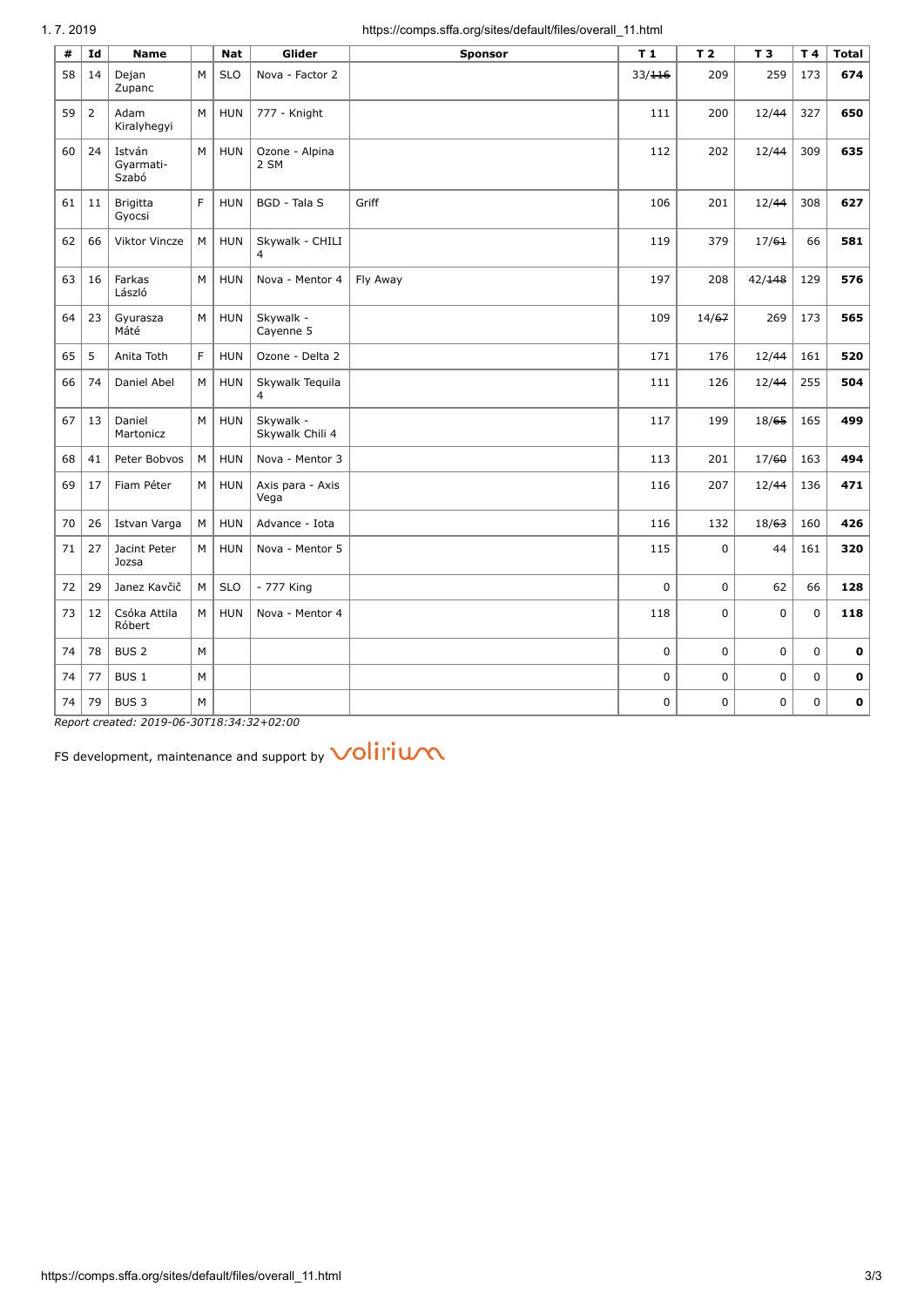| # | Id | Name | | Nat | Glider | Sponsor | T 1 | T 2 | T 3 | T 4 | Total |
|---|---|---|---|---|---|---|---|---|---|---|---|
| 58 | 14 | Dejan Zupanc | M | SLO | Nova - Factor 2 | | 33/~~116~~ | 209 | 259 | 173 | **674** |
| 59 | 2 | Adam Kiralyhegyi | M | HUN | 777 - Knight | | 111 | 200 | 12/~~44~~ | 327 | **650** |
| 60 | 24 | István Gyarmati-Szabó | M | HUN | Ozone - Alpina 2 SM | | 112 | 202 | 12/~~44~~ | 309 | **635** |
| 61 | 11 | Brigitta Gyocsi | F | HUN | BGD - Tala S | Griff | 106 | 201 | 12/~~44~~ | 308 | **627** |
| 62 | 66 | Viktor Vincze | M | HUN | Skywalk - CHILI 4 | | 119 | 379 | 17/~~61~~ | 66 | **581** |
| 63 | 16 | Farkas László | M | HUN | Nova - Mentor 4 | Fly Away | 197 | 208 | 42/~~148~~ | 129 | **576** |
| 64 | 23 | Gyurasza Máté | M | HUN | Skywalk - Cayenne 5 | | 109 | 14/~~67~~ | 269 | 173 | **565** |
| 65 | 5 | Anita Toth | F | HUN | Ozone - Delta 2 | | 171 | 176 | 12/~~44~~ | 161 | **520** |
| 66 | 74 | Daniel Abel | M | HUN | Skywalk Tequila 4 | | 111 | 126 | 12/~~44~~ | 255 | **504** |
| 67 | 13 | Daniel Martonicz | M | HUN | Skywalk - Skywalk Chili 4 | | 117 | 199 | 18/~~65~~ | 165 | **499** |
| 68 | 41 | Peter Bobvos | M | HUN | Nova - Mentor 3 | | 113 | 201 | 17/~~60~~ | 163 | **494** |
| 69 | 17 | Fiam Péter | M | HUN | Axis para - Axis Vega | | 116 | 207 | 12/~~44~~ | 136 | **471** |
| 70 | 26 | Istvan Varga | M | HUN | Advance - Iota | | 116 | 132 | 18/~~63~~ | 160 | **426** |
| 71 | 27 | Jacint Peter Jozsa | M | HUN | Nova - Mentor 5 | | 115 | 0 | 44 | 161 | **320** |
| 72 | 29 | Janez Kavčič | M | SLO | - 777 King | | 0 | 0 | 62 | 66 | **128** |
| 73 | 12 | Csóka Attila Róbert | M | HUN | Nova - Mentor 4 | | 118 | 0 | 0 | 0 | **118** |
| 74 | 78 | BUS 2 | M | | | | 0 | 0 | 0 | 0 | **0** |
| 74 | 77 | BUS 1 | M | | | | 0 | 0 | 0 | 0 | **0** |
| 74 | 79 | BUS 3 | M | | | | 0 | 0 | 0 | 0 | **0** |

*Report created: 2019-06-30T18:34:32+02:00*

FS development, maintenance and support by volirium